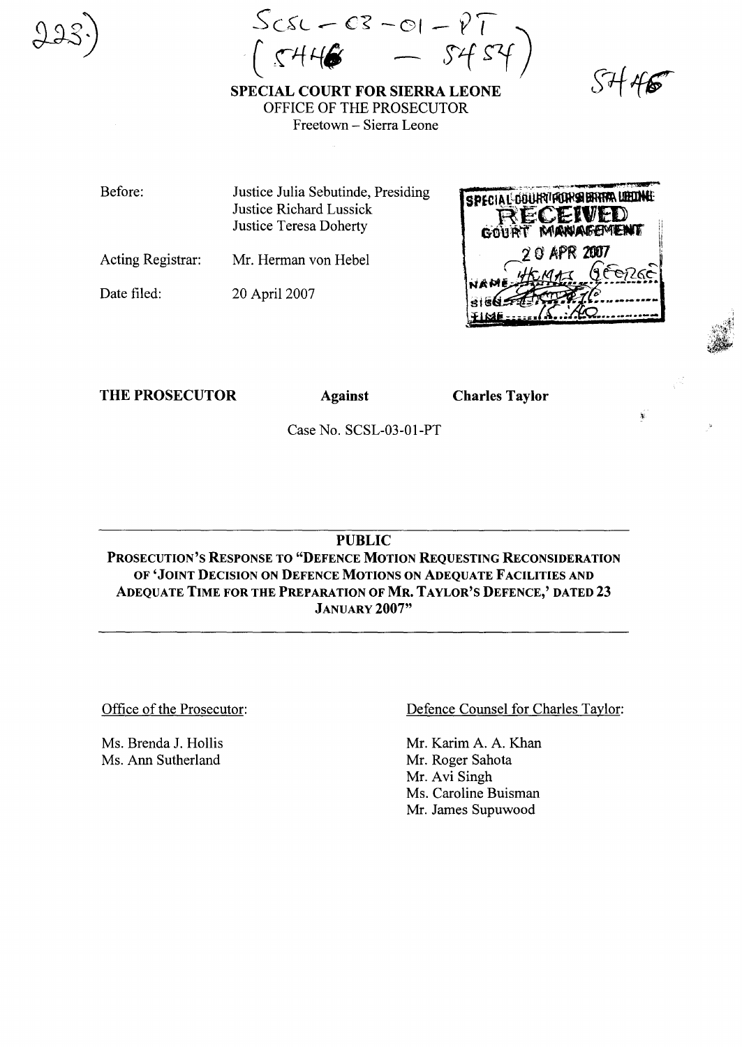223)

SCSL – 03 – 01 – PT
( 5446 – 5454 )

5446

**SPECIAL COURT FOR SIERRA LEONE**
OFFICE OF THE PROSECUTOR
Freetown – Sierra Leone

| | |
|---|---|
| Before: | Justice Julia Sebutinde, Presiding<br>Justice Richard Lussick<br>Justice Teresa Doherty |
| Acting Registrar: | Mr. Herman von Hebel |
| Date filed: | 20 April 2007 |

SPECIAL COURT FOR SIERRA LEONE
RECEIVED
COURT MANAGEMENT
20 APR 2007
NAME: THOMAS GEORGE
SIGN:
TIME: 15:40

**THE PROSECUTOR** **Against** **Charles Taylor**

Case No. SCSL-03-01-PT

**PUBLIC**

**PROSECUTION'S RESPONSE TO "DEFENCE MOTION REQUESTING RECONSIDERATION OF 'JOINT DECISION ON DEFENCE MOTIONS ON ADEQUATE FACILITIES AND ADEQUATE TIME FOR THE PREPARATION OF MR. TAYLOR'S DEFENCE,' DATED 23 JANUARY 2007"**

Office of the Prosecutor:

Ms. Brenda J. Hollis
Ms. Ann Sutherland

Defence Counsel for Charles Taylor:

Mr. Karim A. A. Khan
Mr. Roger Sahota
Mr. Avi Singh
Ms. Caroline Buisman
Mr. James Supuwood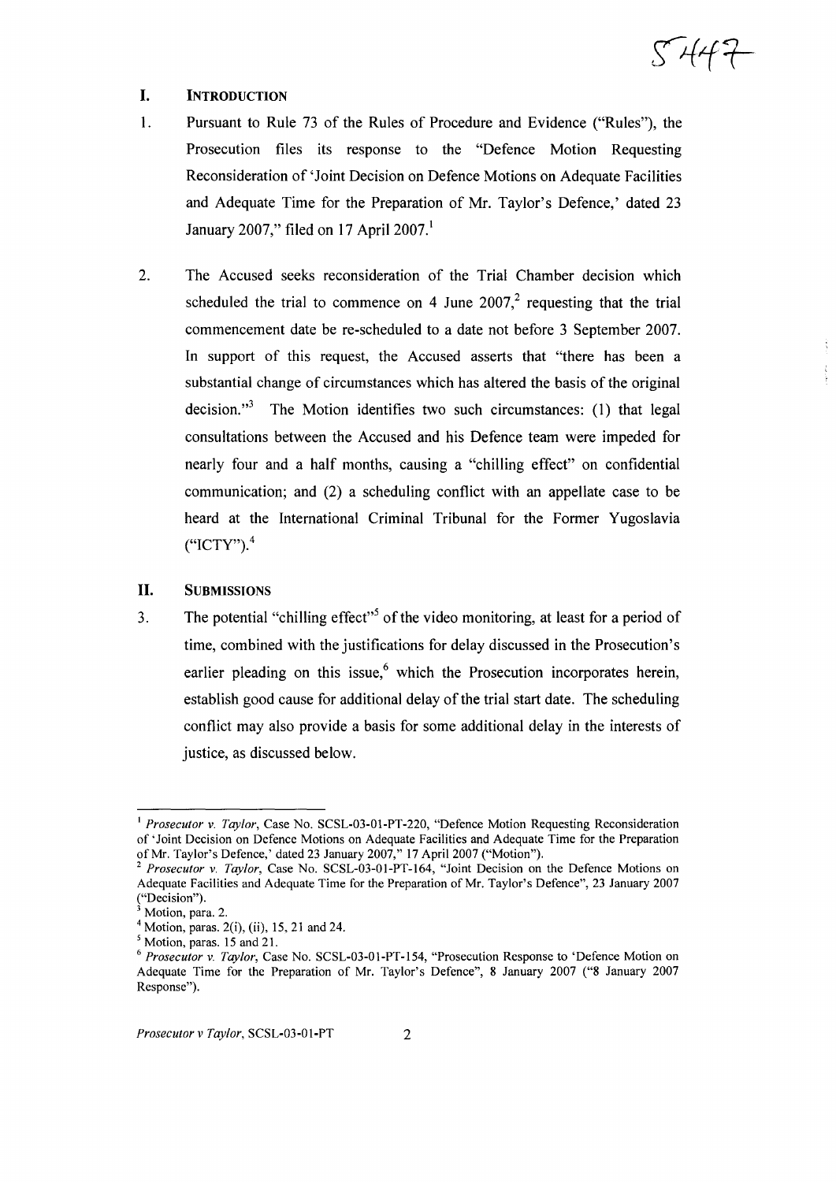## I. INTRODUCTION

1. Pursuant to Rule 73 of the Rules of Procedure and Evidence ("Rules"), the Prosecution files its response to the "Defence Motion Requesting Reconsideration of 'Joint Decision on Defence Motions on Adequate Facilities and Adequate Time for the Preparation of Mr. Taylor's Defence,' dated 23 January 2007," filed on 17 April 2007.[1]

2. The Accused seeks reconsideration of the Trial Chamber decision which scheduled the trial to commence on 4 June 2007,[2] requesting that the trial commencement date be re-scheduled to a date not before 3 September 2007. In support of this request, the Accused asserts that "there has been a substantial change of circumstances which has altered the basis of the original decision."[3] The Motion identifies two such circumstances: (1) that legal consultations between the Accused and his Defence team were impeded for nearly four and a half months, causing a "chilling effect" on confidential communication; and (2) a scheduling conflict with an appellate case to be heard at the International Criminal Tribunal for the Former Yugoslavia ("ICTY").[4]

## II. SUBMISSIONS

3. The potential "chilling effect"[5] of the video monitoring, at least for a period of time, combined with the justifications for delay discussed in the Prosecution's earlier pleading on this issue,[6] which the Prosecution incorporates herein, establish good cause for additional delay of the trial start date. The scheduling conflict may also provide a basis for some additional delay in the interests of justice, as discussed below.

---

[1] *Prosecutor v. Taylor*, Case No. SCSL-03-01-PT-220, "Defence Motion Requesting Reconsideration of 'Joint Decision on Defence Motions on Adequate Facilities and Adequate Time for the Preparation of Mr. Taylor's Defence,' dated 23 January 2007," 17 April 2007 ("Motion").

[2] *Prosecutor v. Taylor*, Case No. SCSL-03-01-PT-164, "Joint Decision on the Defence Motions on Adequate Facilities and Adequate Time for the Preparation of Mr. Taylor's Defence", 23 January 2007 ("Decision").

[3] Motion, para. 2.

[4] Motion, paras. 2(i), (ii), 15, 21 and 24.

[5] Motion, paras. 15 and 21.

[6] *Prosecutor v. Taylor*, Case No. SCSL-03-01-PT-154, "Prosecution Response to 'Defence Motion on Adequate Time for the Preparation of Mr. Taylor's Defence", 8 January 2007 ("8 January 2007 Response").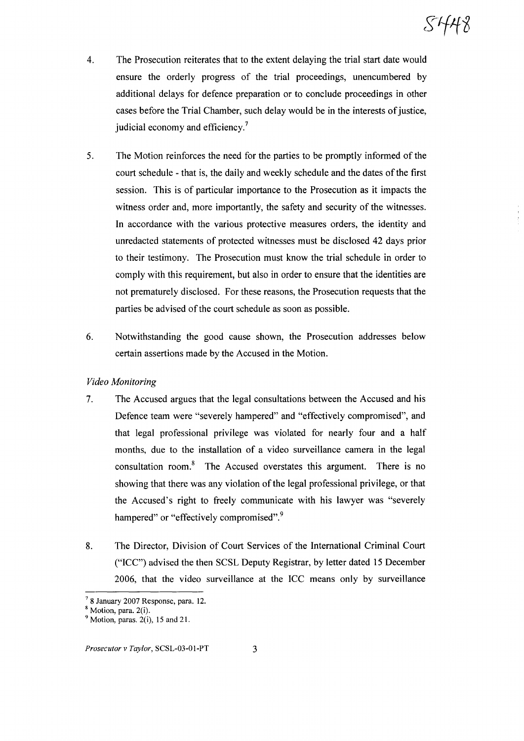4. The Prosecution reiterates that to the extent delaying the trial start date would ensure the orderly progress of the trial proceedings, unencumbered by additional delays for defence preparation or to conclude proceedings in other cases before the Trial Chamber, such delay would be in the interests of justice, judicial economy and efficiency.[7]

5. The Motion reinforces the need for the parties to be promptly informed of the court schedule - that is, the daily and weekly schedule and the dates of the first session. This is of particular importance to the Prosecution as it impacts the witness order and, more importantly, the safety and security of the witnesses. In accordance with the various protective measures orders, the identity and unredacted statements of protected witnesses must be disclosed 42 days prior to their testimony. The Prosecution must know the trial schedule in order to comply with this requirement, but also in order to ensure that the identities are not prematurely disclosed. For these reasons, the Prosecution requests that the parties be advised of the court schedule as soon as possible.

6. Notwithstanding the good cause shown, the Prosecution addresses below certain assertions made by the Accused in the Motion.

*Video Monitoring*

7. The Accused argues that the legal consultations between the Accused and his Defence team were "severely hampered" and "effectively compromised", and that legal professional privilege was violated for nearly four and a half months, due to the installation of a video surveillance camera in the legal consultation room.[8] The Accused overstates this argument. There is no showing that there was any violation of the legal professional privilege, or that the Accused's right to freely communicate with his lawyer was "severely hampered" or "effectively compromised".[9]

8. The Director, Division of Court Services of the International Criminal Court ("ICC") advised the then SCSL Deputy Registrar, by letter dated 15 December 2006, that the video surveillance at the ICC means only by surveillance

---

[7] 8 January 2007 Response, para. 12.

[8] Motion, para. 2(i).

[9] Motion, paras. 2(i), 15 and 21.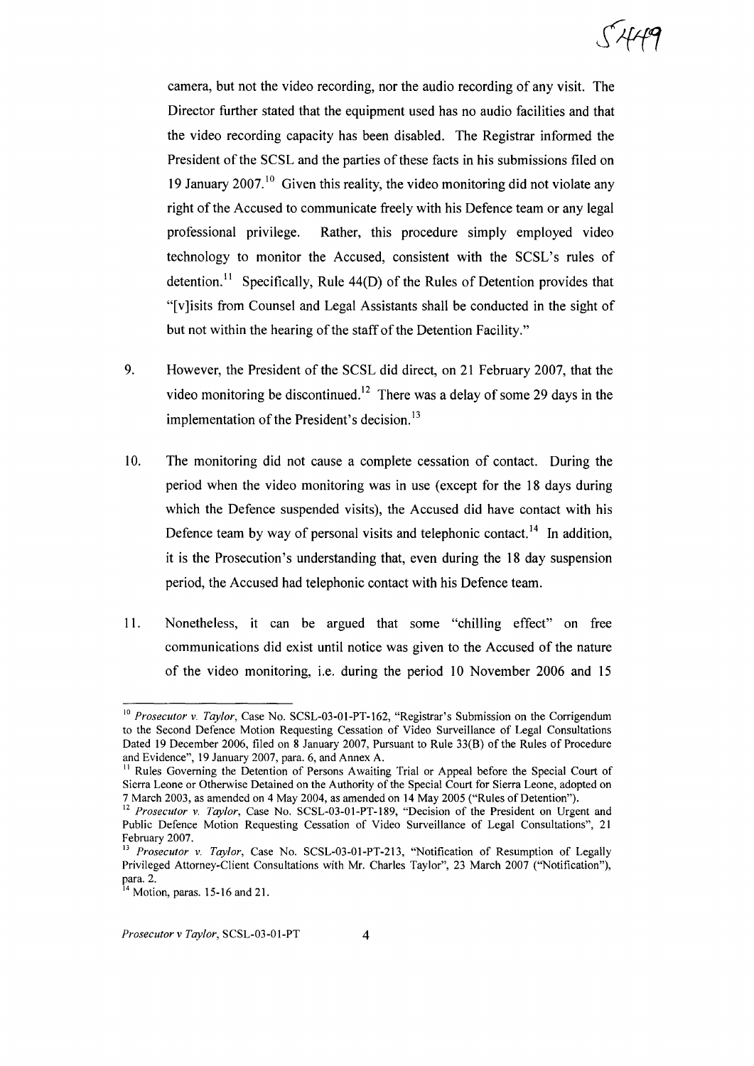camera, but not the video recording, nor the audio recording of any visit. The Director further stated that the equipment used has no audio facilities and that the video recording capacity has been disabled. The Registrar informed the President of the SCSL and the parties of these facts in his submissions filed on 19 January 2007.[10] Given this reality, the video monitoring did not violate any right of the Accused to communicate freely with his Defence team or any legal professional privilege. Rather, this procedure simply employed video technology to monitor the Accused, consistent with the SCSL's rules of detention.[11] Specifically, Rule 44(D) of the Rules of Detention provides that "[v]isits from Counsel and Legal Assistants shall be conducted in the sight of but not within the hearing of the staff of the Detention Facility."

9. However, the President of the SCSL did direct, on 21 February 2007, that the video monitoring be discontinued.[12] There was a delay of some 29 days in the implementation of the President's decision.[13]

10. The monitoring did not cause a complete cessation of contact. During the period when the video monitoring was in use (except for the 18 days during which the Defence suspended visits), the Accused did have contact with his Defence team by way of personal visits and telephonic contact.[14] In addition, it is the Prosecution's understanding that, even during the 18 day suspension period, the Accused had telephonic contact with his Defence team.

11. Nonetheless, it can be argued that some "chilling effect" on free communications did exist until notice was given to the Accused of the nature of the video monitoring, i.e. during the period 10 November 2006 and 15

---

[10] *Prosecutor v. Taylor*, Case No. SCSL-03-01-PT-162, "Registrar's Submission on the Corrigendum to the Second Defence Motion Requesting Cessation of Video Surveillance of Legal Consultations Dated 19 December 2006, filed on 8 January 2007, Pursuant to Rule 33(B) of the Rules of Procedure and Evidence", 19 January 2007, para. 6, and Annex A.

[11] Rules Governing the Detention of Persons Awaiting Trial or Appeal before the Special Court of Sierra Leone or Otherwise Detained on the Authority of the Special Court for Sierra Leone, adopted on 7 March 2003, as amended on 4 May 2004, as amended on 14 May 2005 ("Rules of Detention").

[12] *Prosecutor v. Taylor*, Case No. SCSL-03-01-PT-189, "Decision of the President on Urgent and Public Defence Motion Requesting Cessation of Video Surveillance of Legal Consultations", 21 February 2007.

[13] *Prosecutor v. Taylor*, Case No. SCSL-03-01-PT-213, "Notification of Resumption of Legally Privileged Attorney-Client Consultations with Mr. Charles Taylor", 23 March 2007 ("Notification"), para. 2.

[14] Motion, paras. 15-16 and 21.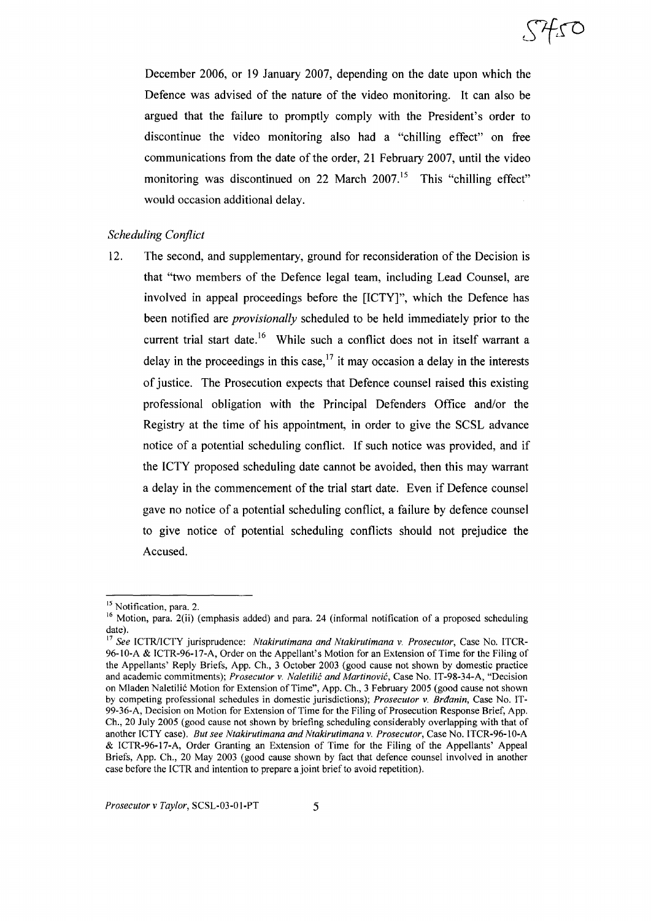December 2006, or 19 January 2007, depending on the date upon which the Defence was advised of the nature of the video monitoring. It can also be argued that the failure to promptly comply with the President's order to discontinue the video monitoring also had a "chilling effect" on free communications from the date of the order, 21 February 2007, until the video monitoring was discontinued on 22 March 2007.[15] This "chilling effect" would occasion additional delay.

*Scheduling Conflict*

12. The second, and supplementary, ground for reconsideration of the Decision is that "two members of the Defence legal team, including Lead Counsel, are involved in appeal proceedings before the [ICTY]", which the Defence has been notified are *provisionally* scheduled to be held immediately prior to the current trial start date.[16] While such a conflict does not in itself warrant a delay in the proceedings in this case,[17] it may occasion a delay in the interests of justice. The Prosecution expects that Defence counsel raised this existing professional obligation with the Principal Defenders Office and/or the Registry at the time of his appointment, in order to give the SCSL advance notice of a potential scheduling conflict. If such notice was provided, and if the ICTY proposed scheduling date cannot be avoided, then this may warrant a delay in the commencement of the trial start date. Even if Defence counsel gave no notice of a potential scheduling conflict, a failure by defence counsel to give notice of potential scheduling conflicts should not prejudice the Accused.

---

[15] Notification, para. 2.

[16] Motion, para. 2(ii) (emphasis added) and para. 24 (informal notification of a proposed scheduling date).

[17] *See* ICTR/ICTY jurisprudence: *Ntakirutimana and Ntakirutimana v. Prosecutor*, Case No. ITCR-96-10-A & ICTR-96-17-A, Order on the Appellant's Motion for an Extension of Time for the Filing of the Appellants' Reply Briefs, App. Ch., 3 October 2003 (good cause not shown by domestic practice and academic commitments); *Prosecutor v. Naletilić and Martinović*, Case No. IT-98-34-A, "Decision on Mladen Naletilić Motion for Extension of Time", App. Ch., 3 February 2005 (good cause not shown by competing professional schedules in domestic jurisdictions); *Prosecutor v. Brđanin*, Case No. IT-99-36-A, Decision on Motion for Extension of Time for the Filing of Prosecution Response Brief, App. Ch., 20 July 2005 (good cause not shown by briefing scheduling considerably overlapping with that of another ICTY case). *But see Ntakirutimana and Ntakirutimana v. Prosecutor*, Case No. ITCR-96-10-A & ICTR-96-17-A, Order Granting an Extension of Time for the Filing of the Appellants' Appeal Briefs, App. Ch., 20 May 2003 (good cause shown by fact that defence counsel involved in another case before the ICTR and intention to prepare a joint brief to avoid repetition).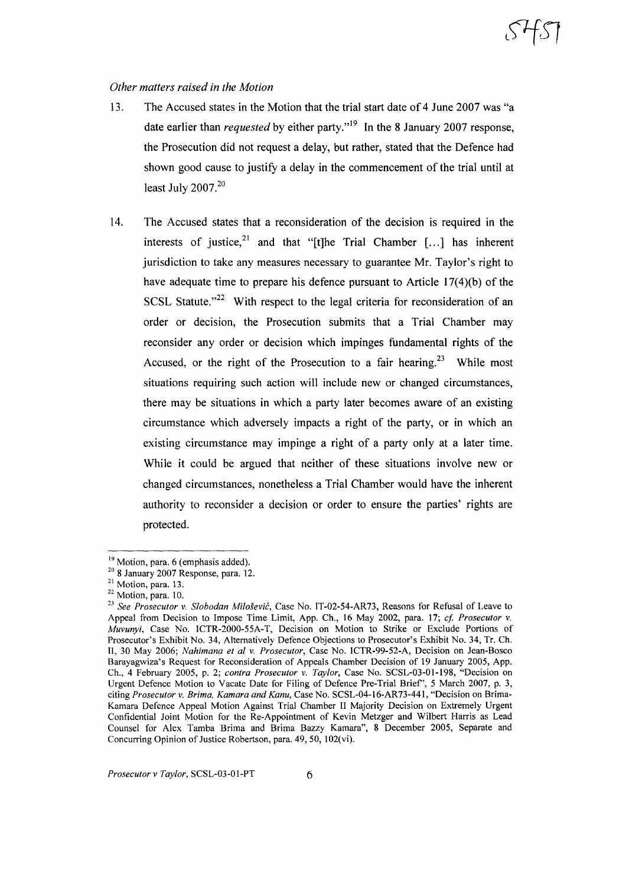*Other matters raised in the Motion*

13. The Accused states in the Motion that the trial start date of 4 June 2007 was "a date earlier than *requested* by either party."[19] In the 8 January 2007 response, the Prosecution did not request a delay, but rather, stated that the Defence had shown good cause to justify a delay in the commencement of the trial until at least July 2007.[20]

14. The Accused states that a reconsideration of the decision is required in the interests of justice,[21] and that "[t]he Trial Chamber [...] has inherent jurisdiction to take any measures necessary to guarantee Mr. Taylor's right to have adequate time to prepare his defence pursuant to Article 17(4)(b) of the SCSL Statute."[22] With respect to the legal criteria for reconsideration of an order or decision, the Prosecution submits that a Trial Chamber may reconsider any order or decision which impinges fundamental rights of the Accused, or the right of the Prosecution to a fair hearing.[23] While most situations requiring such action will include new or changed circumstances, there may be situations in which a party later becomes aware of an existing circumstance which adversely impacts a right of the party, or in which an existing circumstance may impinge a right of a party only at a later time. While it could be argued that neither of these situations involve new or changed circumstances, nonetheless a Trial Chamber would have the inherent authority to reconsider a decision or order to ensure the parties' rights are protected.

---

[19] Motion, para. 6 (emphasis added).

[20] 8 January 2007 Response, para. 12.

[21] Motion, para. 13.

[22] Motion, para. 10.

[23] *See Prosecutor v. Slobodan Milošević*, Case No. IT-02-54-AR73, Reasons for Refusal of Leave to Appeal from Decision to Impose Time Limit, App. Ch., 16 May 2002, para. 17; *cf. Prosecutor v. Muvunyi*, Case No. ICTR-2000-55A-T, Decision on Motion to Strike or Exclude Portions of Prosecutor's Exhibit No. 34, Alternatively Defence Objections to Prosecutor's Exhibit No. 34, Tr. Ch. II, 30 May 2006; *Nahimana et al v. Prosecutor*, Case No. ICTR-99-52-A, Decision on Jean-Bosco Barayagwiza's Request for Reconsideration of Appeals Chamber Decision of 19 January 2005, App. Ch., 4 February 2005, p. 2; *contra Prosecutor v. Taylor*, Case No. SCSL-03-01-198, "Decision on Urgent Defence Motion to Vacate Date for Filing of Defence Pre-Trial Brief", 5 March 2007, p. 3, citing *Prosecutor v. Brima, Kamara and Kanu*, Case No. SCSL-04-16-AR73-441, "Decision on Brima-Kamara Defence Appeal Motion Against Trial Chamber II Majority Decision on Extremely Urgent Confidential Joint Motion for the Re-Appointment of Kevin Metzger and Wilbert Harris as Lead Counsel for Alex Tamba Brima and Brima Bazzy Kamara", 8 December 2005, Separate and Concurring Opinion of Justice Robertson, para. 49, 50, 102(vi).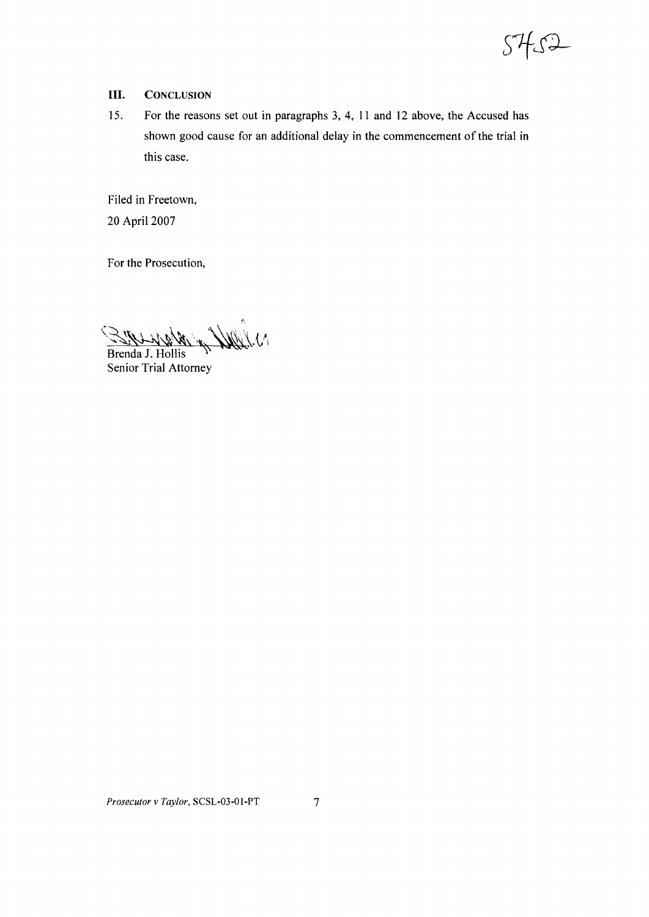## III. CONCLUSION

15. For the reasons set out in paragraphs 3, 4, 11 and 12 above, the Accused has shown good cause for an additional delay in the commencement of the trial in this case.

Filed in Freetown,
20 April 2007

For the Prosecution,

Brenda J. Hollis
Senior Trial Attorney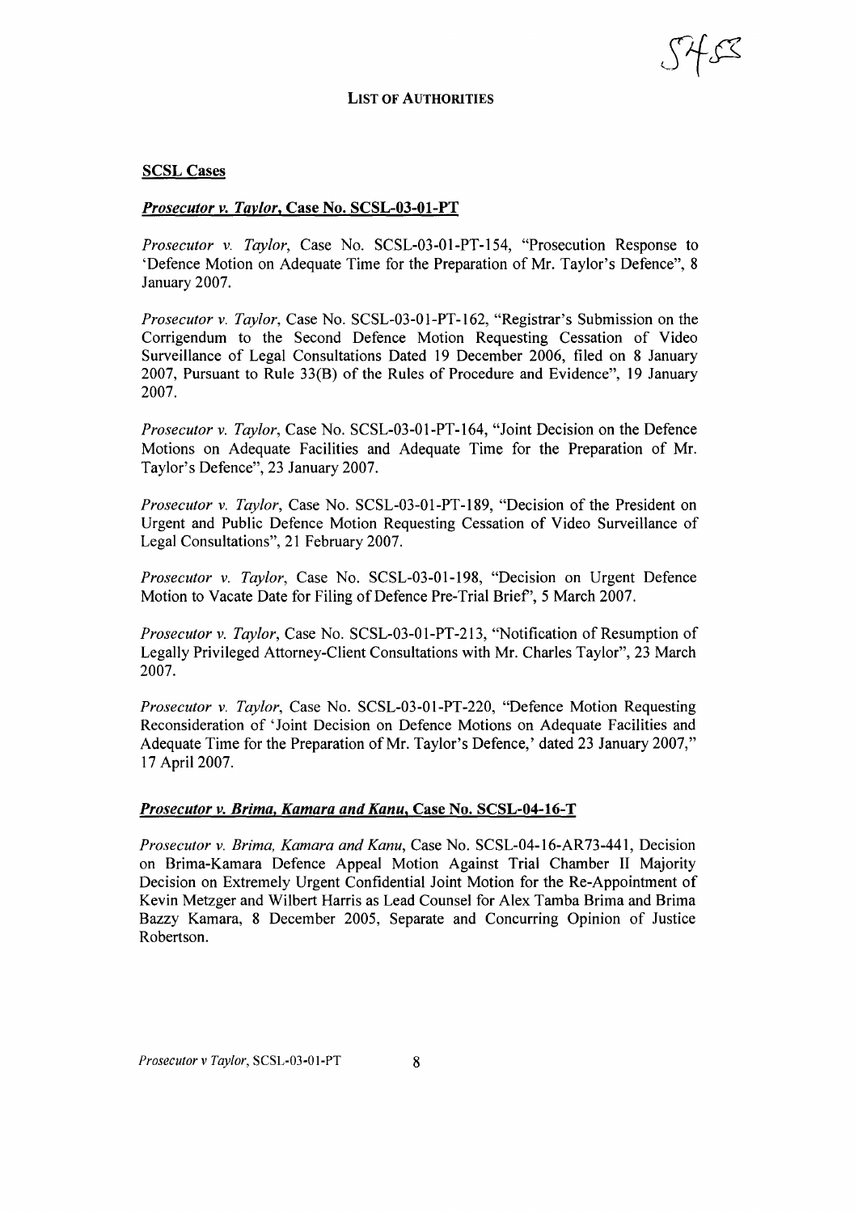# LIST OF AUTHORITIES

## SCSL Cases

### *Prosecutor v. Taylor*, Case No. SCSL-03-01-PT

*Prosecutor v. Taylor*, Case No. SCSL-03-01-PT-154, "Prosecution Response to 'Defence Motion on Adequate Time for the Preparation of Mr. Taylor's Defence", 8 January 2007.

*Prosecutor v. Taylor*, Case No. SCSL-03-01-PT-162, "Registrar's Submission on the Corrigendum to the Second Defence Motion Requesting Cessation of Video Surveillance of Legal Consultations Dated 19 December 2006, filed on 8 January 2007, Pursuant to Rule 33(B) of the Rules of Procedure and Evidence", 19 January 2007.

*Prosecutor v. Taylor*, Case No. SCSL-03-01-PT-164, "Joint Decision on the Defence Motions on Adequate Facilities and Adequate Time for the Preparation of Mr. Taylor's Defence", 23 January 2007.

*Prosecutor v. Taylor*, Case No. SCSL-03-01-PT-189, "Decision of the President on Urgent and Public Defence Motion Requesting Cessation of Video Surveillance of Legal Consultations", 21 February 2007.

*Prosecutor v. Taylor*, Case No. SCSL-03-01-198, "Decision on Urgent Defence Motion to Vacate Date for Filing of Defence Pre-Trial Brief", 5 March 2007.

*Prosecutor v. Taylor*, Case No. SCSL-03-01-PT-213, "Notification of Resumption of Legally Privileged Attorney-Client Consultations with Mr. Charles Taylor", 23 March 2007.

*Prosecutor v. Taylor*, Case No. SCSL-03-01-PT-220, "Defence Motion Requesting Reconsideration of 'Joint Decision on Defence Motions on Adequate Facilities and Adequate Time for the Preparation of Mr. Taylor's Defence,' dated 23 January 2007," 17 April 2007.

### *Prosecutor v. Brima, Kamara and Kanu*, Case No. SCSL-04-16-T

*Prosecutor v. Brima, Kamara and Kanu*, Case No. SCSL-04-16-AR73-441, Decision on Brima-Kamara Defence Appeal Motion Against Trial Chamber II Majority Decision on Extremely Urgent Confidential Joint Motion for the Re-Appointment of Kevin Metzger and Wilbert Harris as Lead Counsel for Alex Tamba Brima and Brima Bazzy Kamara, 8 December 2005, Separate and Concurring Opinion of Justice Robertson.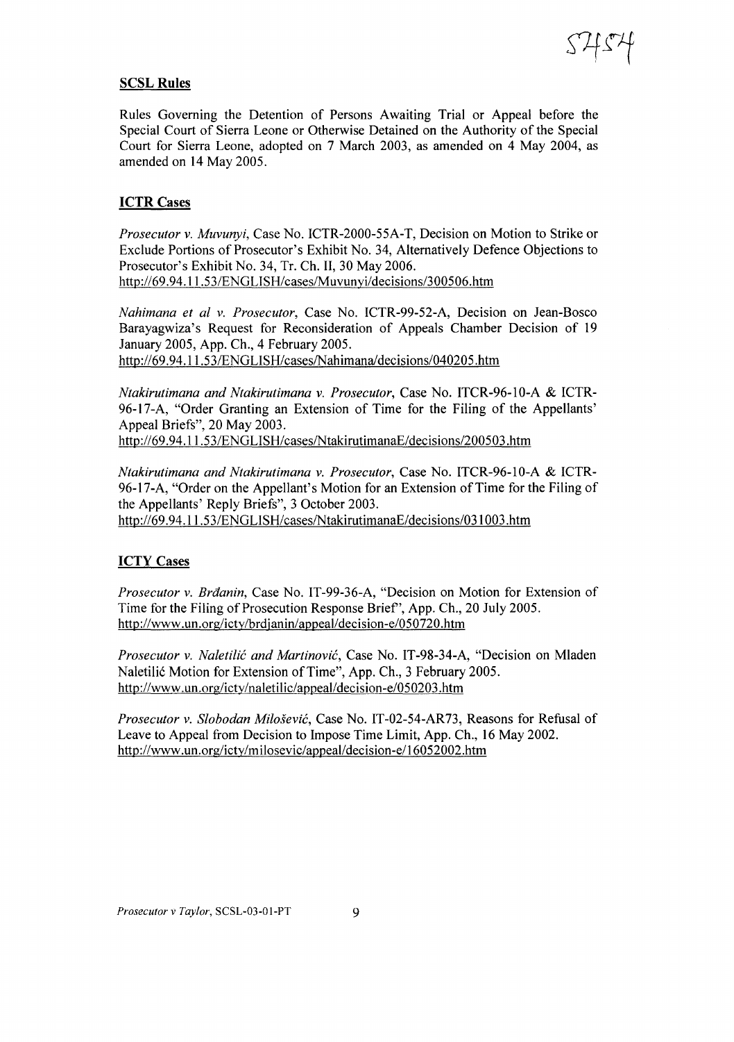## SCSL Rules

Rules Governing the Detention of Persons Awaiting Trial or Appeal before the Special Court of Sierra Leone or Otherwise Detained on the Authority of the Special Court for Sierra Leone, adopted on 7 March 2003, as amended on 4 May 2004, as amended on 14 May 2005.

## ICTR Cases

*Prosecutor v. Muvunyi*, Case No. ICTR-2000-55A-T, Decision on Motion to Strike or Exclude Portions of Prosecutor's Exhibit No. 34, Alternatively Defence Objections to Prosecutor's Exhibit No. 34, Tr. Ch. II, 30 May 2006.
http://69.94.11.53/ENGLISH/cases/Muvunyi/decisions/300506.htm

*Nahimana et al v. Prosecutor*, Case No. ICTR-99-52-A, Decision on Jean-Bosco Barayagwiza's Request for Reconsideration of Appeals Chamber Decision of 19 January 2005, App. Ch., 4 February 2005.
http://69.94.11.53/ENGLISH/cases/Nahimana/decisions/040205.htm

*Ntakirutimana and Ntakirutimana v. Prosecutor*, Case No. ITCR-96-10-A & ICTR-96-17-A, "Order Granting an Extension of Time for the Filing of the Appellants' Appeal Briefs", 20 May 2003.
http://69.94.11.53/ENGLISH/cases/NtakirutimanaE/decisions/200503.htm

*Ntakirutimana and Ntakirutimana v. Prosecutor*, Case No. ITCR-96-10-A & ICTR-96-17-A, "Order on the Appellant's Motion for an Extension of Time for the Filing of the Appellants' Reply Briefs", 3 October 2003.
http://69.94.11.53/ENGLISH/cases/NtakirutimanaE/decisions/031003.htm

## ICTY Cases

*Prosecutor v. Brđanin*, Case No. IT-99-36-A, "Decision on Motion for Extension of Time for the Filing of Prosecution Response Brief", App. Ch., 20 July 2005.
http://www.un.org/icty/brdjanin/appeal/decision-e/050720.htm

*Prosecutor v. Naletilić and Martinović*, Case No. IT-98-34-A, "Decision on Mladen Naletilić Motion for Extension of Time", App. Ch., 3 February 2005.
http://www.un.org/icty/naletilic/appeal/decision-e/050203.htm

*Prosecutor v. Slobodan Milošević*, Case No. IT-02-54-AR73, Reasons for Refusal of Leave to Appeal from Decision to Impose Time Limit, App. Ch., 16 May 2002.
http://www.un.org/icty/milosevic/appeal/decision-e/16052002.htm